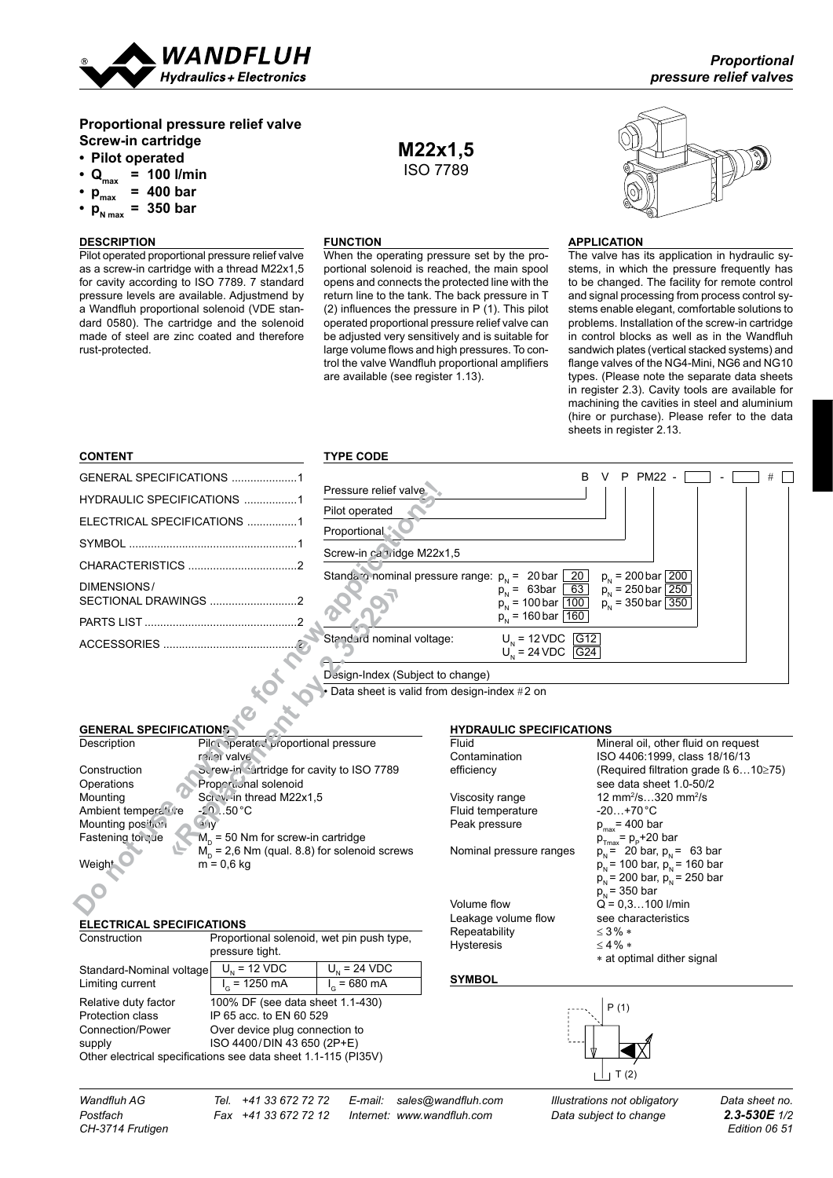# Proportional pressure relief valve Screw-in cartridge

- **Pilot operated**
- $Q_{max}$ **= 100 l/min**
- $p_{max}$ **= 400 bar**
- $p_{N\,max}$ **= 350 bar**

**M22x1,5**
ISO 7789

### DESCRIPTION

Pilot operated proportional pressure relief valve as a screw-in cartridge with a thread M22x1,5 for cavity according to ISO 7789. 7 standard pressure levels are available. Adjustmend by a Wandfluh proportional solenoid (VDE standard 0580). The cartridge and the solenoid made of steel are zinc coated and therefore rust-protected.

### FUNCTION

When the operating pressure set by the proportional solenoid is reached, the main spool opens and connects the protected line with the return line to the tank. The back pressure in T (2) influences the pressure in P (1). This pilot operated proportional pressure relief valve can be adjusted very sensitively and is suitable for large volume flows and high pressures. To control the valve Wandfluh proportional amplifiers are available (see register 1.13).

### APPLICATION

The valve has its application in hydraulic systems, in which the pressure frequently has to be changed. The facility for remote control and signal processing from process control systems enable elegant, comfortable solutions to problems. Installation of the screw-in cartridge in control blocks as well as in the Wandfluh sandwich plates (vertical stacked systems) and flange valves of the NG4-Mini, NG6 and NG10 types. (Please note the separate data sheets in register 2.3). Cavity tools are available for machining the cavities in steel and aluminium (hire or purchase). Please refer to the data sheets in register 2.13.

### CONTENT

GENERAL SPECIFICATIONS ..................... 1
HYDRAULIC SPECIFICATIONS ................. 1
ELECTRICAL SPECIFICATIONS ................ 1
SYMBOL ...................................................... 1
CHARACTERISTICS ................................... 2
DIMENSIONS / SECTIONAL DRAWINGS ............................ 2
PARTS LIST ................................................. 2
ACCESSORIES ............................................ 2

### TYPE CODE

B V P PM22 - [ ] - [ ] # [ ]

- Pressure relief valve
- Pilot operated
- Proportional
- Screw-in cartridge M22x1,5
- Standard nominal pressure range: $p_N$ = 20 bar [20], $p_N$ = 63bar [63], $p_N$ = 100 bar [100], $p_N$ = 160 bar [160], $p_N$ = 200 bar [200], $p_N$ = 250 bar [250], $p_N$ = 350 bar [350]
- Standard nominal voltage: $U_N$ = 12 VDC [G12], $U_N$ = 24 VDC [G24]
- Design-Index (Subject to change)

• Data sheet is valid from design-index #2 on

### GENERAL SPECIFICATIONS

| | |
|---|---|
| Description | Pilot operated proportional pressure relief valve |
| Construction | Screw-in cartridge for cavity to ISO 7789 |
| Operations | Proportional solenoid |
| Mounting | Screw-in thread M22x1,5 |
| Ambient temperature | -20…50 °C |
| Mounting position | any |
| Fastening torque | $M_D$ = 50 Nm for screw-in cartridge<br>$M_D$ = 2,6 Nm (qual. 8.8) for solenoid screws |
| Weight | m = 0,6 kg |

### ELECTRICAL SPECIFICATIONS

| | | |
|---|---|---|
| Construction | Proportional solenoid, wet pin push type, pressure tight. | |
| Standard-Nominal voltage | $U_N$ = 12 VDC | $U_N$ = 24 VDC |
| Limiting current | $I_G$ = 1250 mA | $I_G$ = 680 mA |
| Relative duty factor | 100% DF (see data sheet 1.1-430) | |
| Protection class | IP 65 acc. to EN 60 529 | |
| Connection/Power supply | Over device plug connection to ISO 4400 / DIN 43 650 (2P+E) | |

Other electrical specifications see data sheet 1.1-115 (PI35V)

### HYDRAULIC SPECIFICATIONS

| | |
|---|---|
| Fluid | Mineral oil, other fluid on request |
| Contamination efficiency | ISO 4406:1999, class 18/16/13<br>(Required filtration grade ß 6…10≥75)<br>see data sheet 1.0-50/2 |
| Viscosity range | 12 mm²/s…320 mm²/s |
| Fluid temperature | -20…+70 °C |
| Peak pressure | $p_{max}$ = 400 bar<br>$p_{Tmax}$ = $p_P$+20 bar |
| Nominal pressure ranges | $p_N$ = 20 bar, $p_N$ = 63 bar<br>$p_N$ = 100 bar, $p_N$ = 160 bar<br>$p_N$ = 200 bar, $p_N$ = 250 bar<br>$p_N$ = 350 bar |
| Volume flow | Q = 0,3…100 l/min |
| Leakage volume flow | see characteristics |
| Repeatability | ≤ 3 % * |
| Hysteresis | ≤ 4 % * |

* at optimal dither signal

### SYMBOL

P (1)
T (2)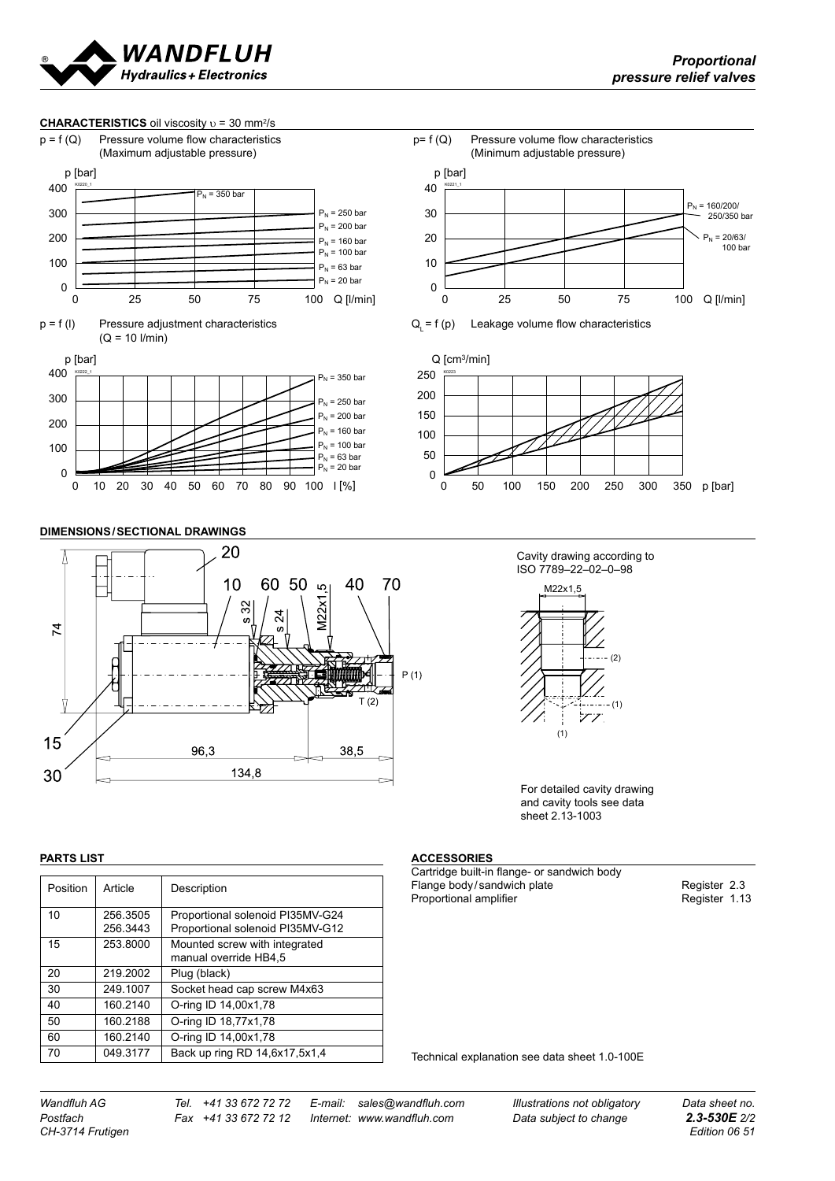## CHARACTERISTICS oil viscosity $\upsilon$ = 30 mm²/s

p = f (Q) Pressure volume flow characteristics (Maximum adjustable pressure)

p [bar]
400
300
200
100
0
0 25 50 75 100 Q [l/min]
$P_N$ = 350 bar
$P_N$ = 250 bar
$P_N$ = 200 bar
$P_N$ = 160 bar
$P_N$ = 100 bar
$P_N$ = 63 bar
$P_N$ = 20 bar

p= f (Q) Pressure volume flow characteristics (Minimum adjustable pressure)

p [bar]
40
30
20
10
0
0 25 50 75 100 Q [l/min]
$P_N$ = 160/200/ 250/350 bar
$P_N$ = 20/63/ 100 bar

p = f (I) Pressure adjustment characteristics (Q = 10 l/min)

p [bar]
400
300
200
100
0
0 10 20 30 40 50 60 70 80 90 100 I [%]
$P_N$ = 350 bar
$P_N$ = 250 bar
$P_N$ = 200 bar
$P_N$ = 160 bar
$P_N$ = 100 bar
$P_N$ = 63 bar
$P_N$ = 20 bar

$Q_L$ = f (p) Leakage volume flow characteristics

Q [cm³/min]
250
200
150
100
50
0
0 50 100 150 200 250 300 350 p [bar]

## DIMENSIONS / SECTIONAL DRAWINGS

20
10 60 50 40 70
s 32
s 24
M22x1,5
74
P (1)
T (2)
15
30
96,3
38,5
134,8

Cavity drawing according to ISO 7789–22–02–0–98

M22x1,5
(2)
(1)
(1)

For detailed cavity drawing and cavity tools see data sheet 2.13-1003

## PARTS LIST

| Position | Article | Description |
|---|---|---|
| 10 | 256.3505<br>256.3443 | Proportional solenoid PI35MV-G24<br>Proportional solenoid PI35MV-G12 |
| 15 | 253.8000 | Mounted screw with integrated manual override HB4,5 |
| 20 | 219.2002 | Plug (black) |
| 30 | 249.1007 | Socket head cap screw M4x63 |
| 40 | 160.2140 | O-ring ID 14,00x1,78 |
| 50 | 160.2188 | O-ring ID 18,77x1,78 |
| 60 | 160.2140 | O-ring ID 14,00x1,78 |
| 70 | 049.3177 | Back up ring RD 14,6x17,5x1,4 |

## ACCESSORIES

| | |
|---|---|
| Cartridge built-in flange- or sandwich body | |
| Flange body / sandwich plate | Register 2.3 |
| Proportional amplifier | Register 1.13 |

Technical explanation see data sheet 1.0-100E